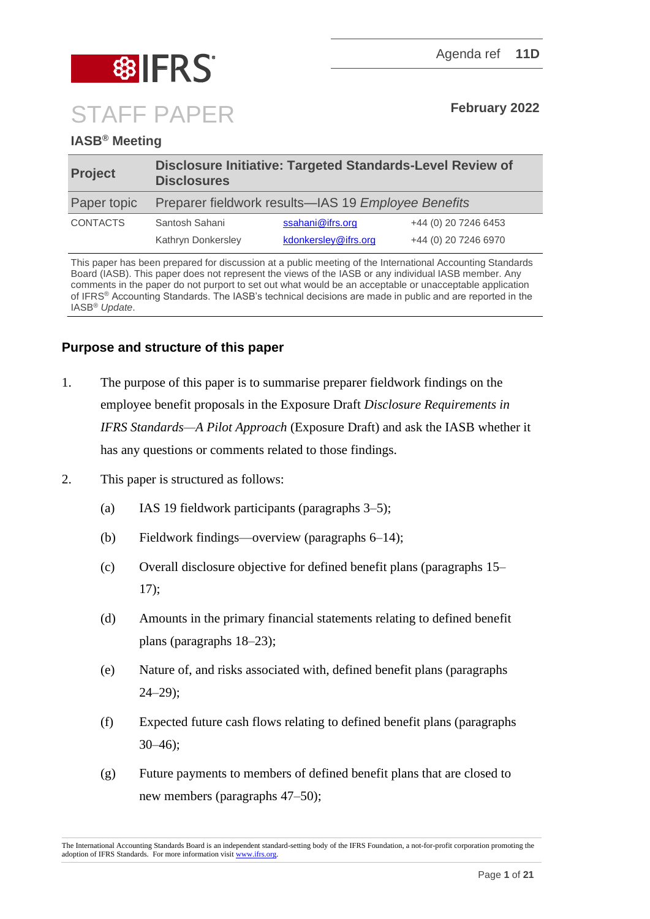Agenda ref **11D**

# STAFF PAPER

**February 2022**

**IASB® Meeting**

| **Project** | **Disclosure Initiative: Targeted Standards-Level Review of Disclosures** | | |
|---|---|---|---|
| Paper topic | Preparer fieldwork results—IAS 19 *Employee Benefits* | | |
| CONTACTS | Santosh Sahani | ssahani@ifrs.org | +44 (0) 20 7246 6453 |
| | Kathryn Donkersley | kdonkersley@ifrs.org | +44 (0) 20 7246 6970 |

This paper has been prepared for discussion at a public meeting of the International Accounting Standards Board (IASB). This paper does not represent the views of the IASB or any individual IASB member. Any comments in the paper do not purport to set out what would be an acceptable or unacceptable application of IFRS® Accounting Standards. The IASB's technical decisions are made in public and are reported in the IASB® *Update*.

## Purpose and structure of this paper

1. The purpose of this paper is to summarise preparer fieldwork findings on the employee benefit proposals in the Exposure Draft *Disclosure Requirements in IFRS Standards—A Pilot Approach* (Exposure Draft) and ask the IASB whether it has any questions or comments related to those findings.

2. This paper is structured as follows:
   (a) IAS 19 fieldwork participants (paragraphs 3–5);
   (b) Fieldwork findings—overview (paragraphs 6–14);
   (c) Overall disclosure objective for defined benefit plans (paragraphs 15–17);
   (d) Amounts in the primary financial statements relating to defined benefit plans (paragraphs 18–23);
   (e) Nature of, and risks associated with, defined benefit plans (paragraphs 24–29);
   (f) Expected future cash flows relating to defined benefit plans (paragraphs 30–46);
   (g) Future payments to members of defined benefit plans that are closed to new members (paragraphs 47–50);

The International Accounting Standards Board is an independent standard-setting body of the IFRS Foundation, a not-for-profit corporation promoting the adoption of IFRS Standards. For more information visit www.ifrs.org.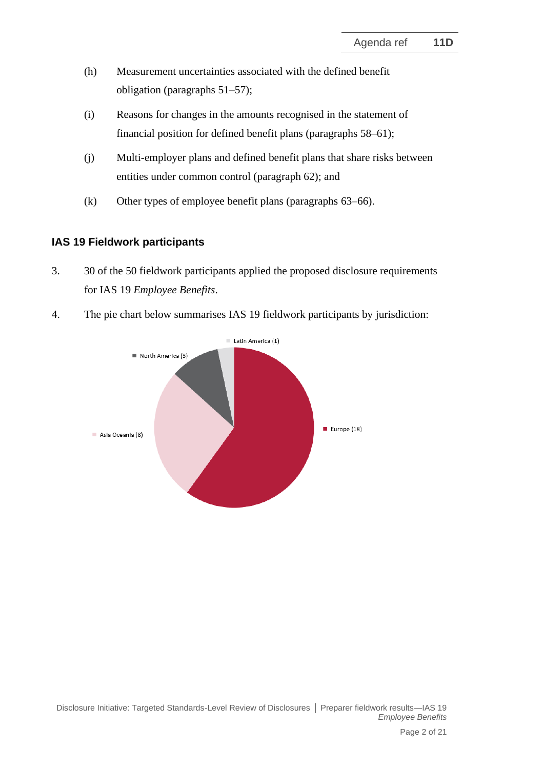(h) Measurement uncertainties associated with the defined benefit obligation (paragraphs 51–57);

(i) Reasons for changes in the amounts recognised in the statement of financial position for defined benefit plans (paragraphs 58–61);

(j) Multi-employer plans and defined benefit plans that share risks between entities under common control (paragraph 62); and

(k) Other types of employee benefit plans (paragraphs 63–66).

## IAS 19 Fieldwork participants

3. 30 of the 50 fieldwork participants applied the proposed disclosure requirements for IAS 19 *Employee Benefits*.

4. The pie chart below summarises IAS 19 fieldwork participants by jurisdiction:

Latin America (1)

North America (3)

Asia Oceania (8)

Europe (18)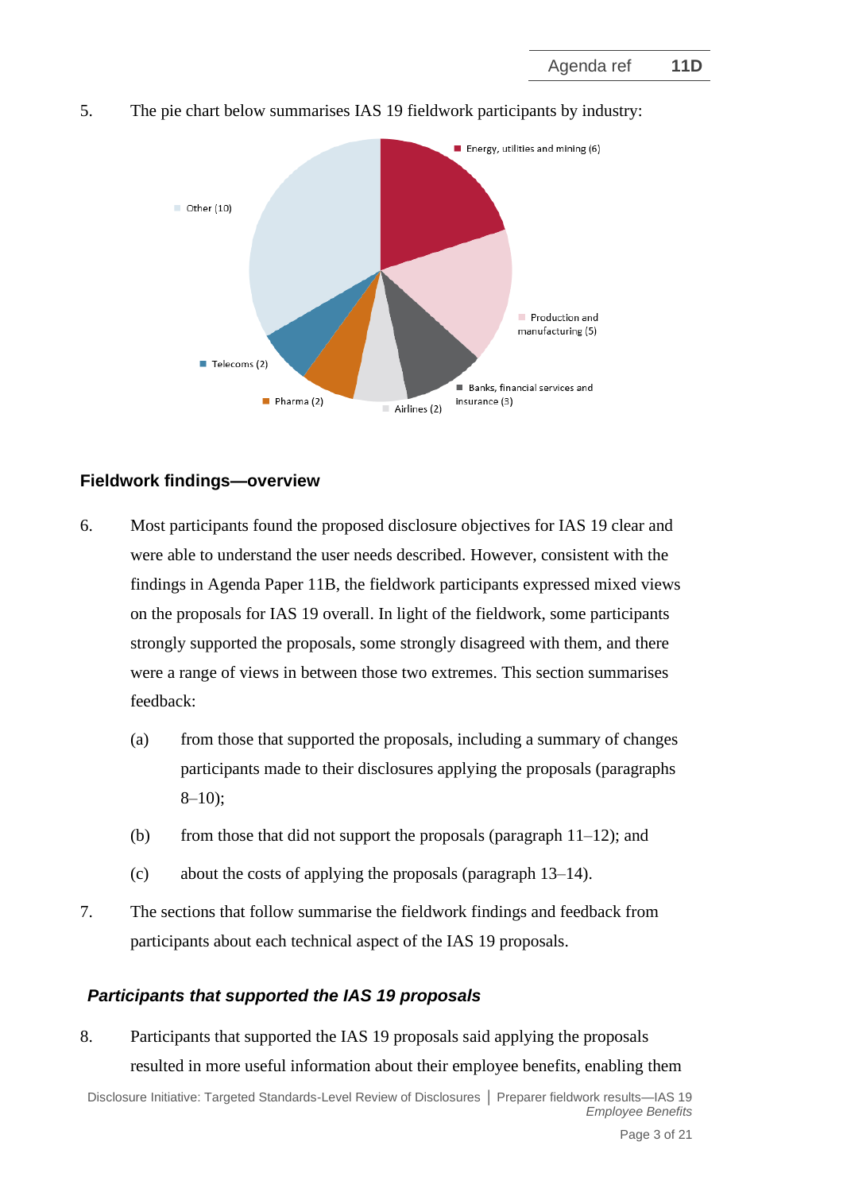5. The pie chart below summarises IAS 19 fieldwork participants by industry:

Energy, utilities and mining (6)

Production and manufacturing (5)

Banks, financial services and insurance (3)

Airlines (2)

Pharma (2)

Telecoms (2)

Other (10)

### Fieldwork findings—overview

6. Most participants found the proposed disclosure objectives for IAS 19 clear and were able to understand the user needs described. However, consistent with the findings in Agenda Paper 11B, the fieldwork participants expressed mixed views on the proposals for IAS 19 overall. In light of the fieldwork, some participants strongly supported the proposals, some strongly disagreed with them, and there were a range of views in between those two extremes. This section summarises feedback:

   (a) from those that supported the proposals, including a summary of changes participants made to their disclosures applying the proposals (paragraphs 8–10);

   (b) from those that did not support the proposals (paragraph 11–12); and

   (c) about the costs of applying the proposals (paragraph 13–14).

7. The sections that follow summarise the fieldwork findings and feedback from participants about each technical aspect of the IAS 19 proposals.

#### *Participants that supported the IAS 19 proposals*

8. Participants that supported the IAS 19 proposals said applying the proposals resulted in more useful information about their employee benefits, enabling them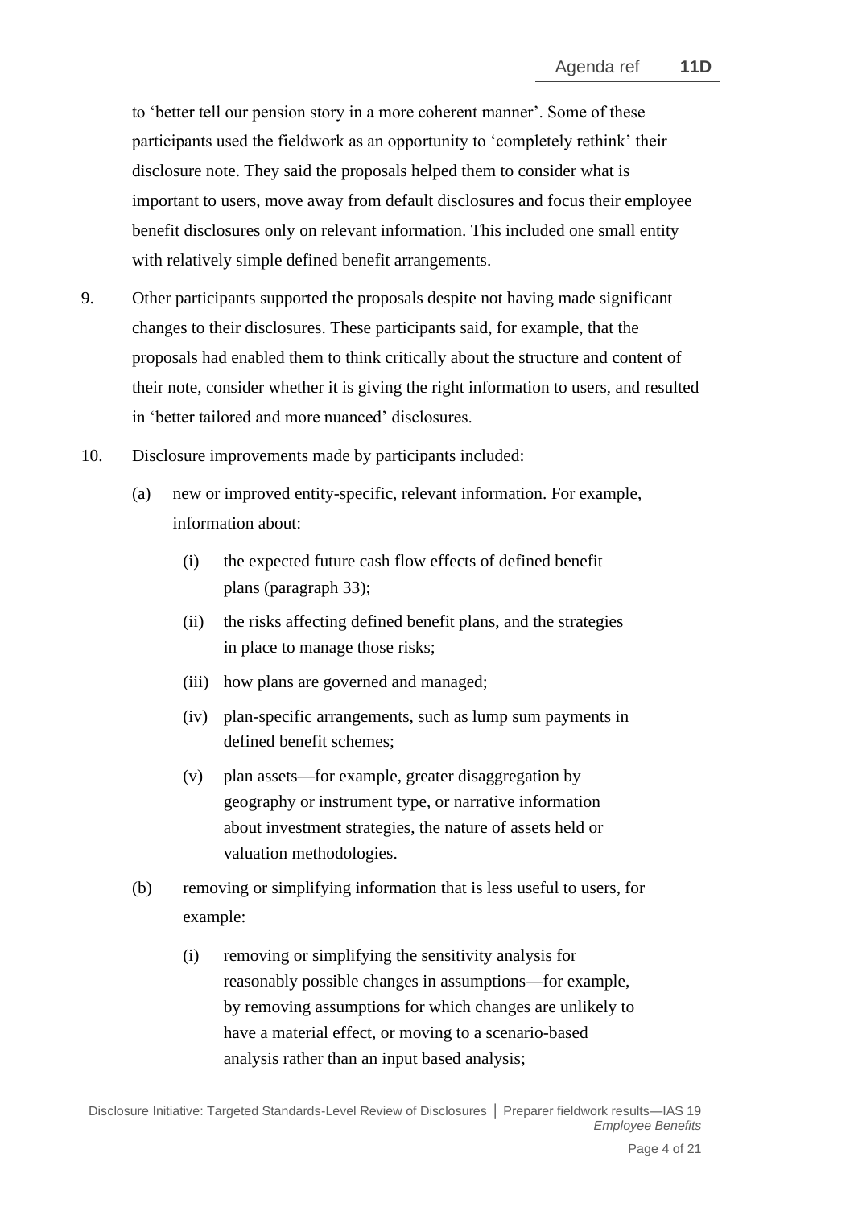to 'better tell our pension story in a more coherent manner'. Some of these participants used the fieldwork as an opportunity to 'completely rethink' their disclosure note. They said the proposals helped them to consider what is important to users, move away from default disclosures and focus their employee benefit disclosures only on relevant information. This included one small entity with relatively simple defined benefit arrangements.

9. Other participants supported the proposals despite not having made significant changes to their disclosures. These participants said, for example, that the proposals had enabled them to think critically about the structure and content of their note, consider whether it is giving the right information to users, and resulted in 'better tailored and more nuanced' disclosures.

10. Disclosure improvements made by participants included:

    (a) new or improved entity-specific, relevant information. For example, information about:

        (i) the expected future cash flow effects of defined benefit plans (paragraph 33);

        (ii) the risks affecting defined benefit plans, and the strategies in place to manage those risks;

        (iii) how plans are governed and managed;

        (iv) plan-specific arrangements, such as lump sum payments in defined benefit schemes;

        (v) plan assets—for example, greater disaggregation by geography or instrument type, or narrative information about investment strategies, the nature of assets held or valuation methodologies.

    (b) removing or simplifying information that is less useful to users, for example:

        (i) removing or simplifying the sensitivity analysis for reasonably possible changes in assumptions—for example, by removing assumptions for which changes are unlikely to have a material effect, or moving to a scenario-based analysis rather than an input based analysis;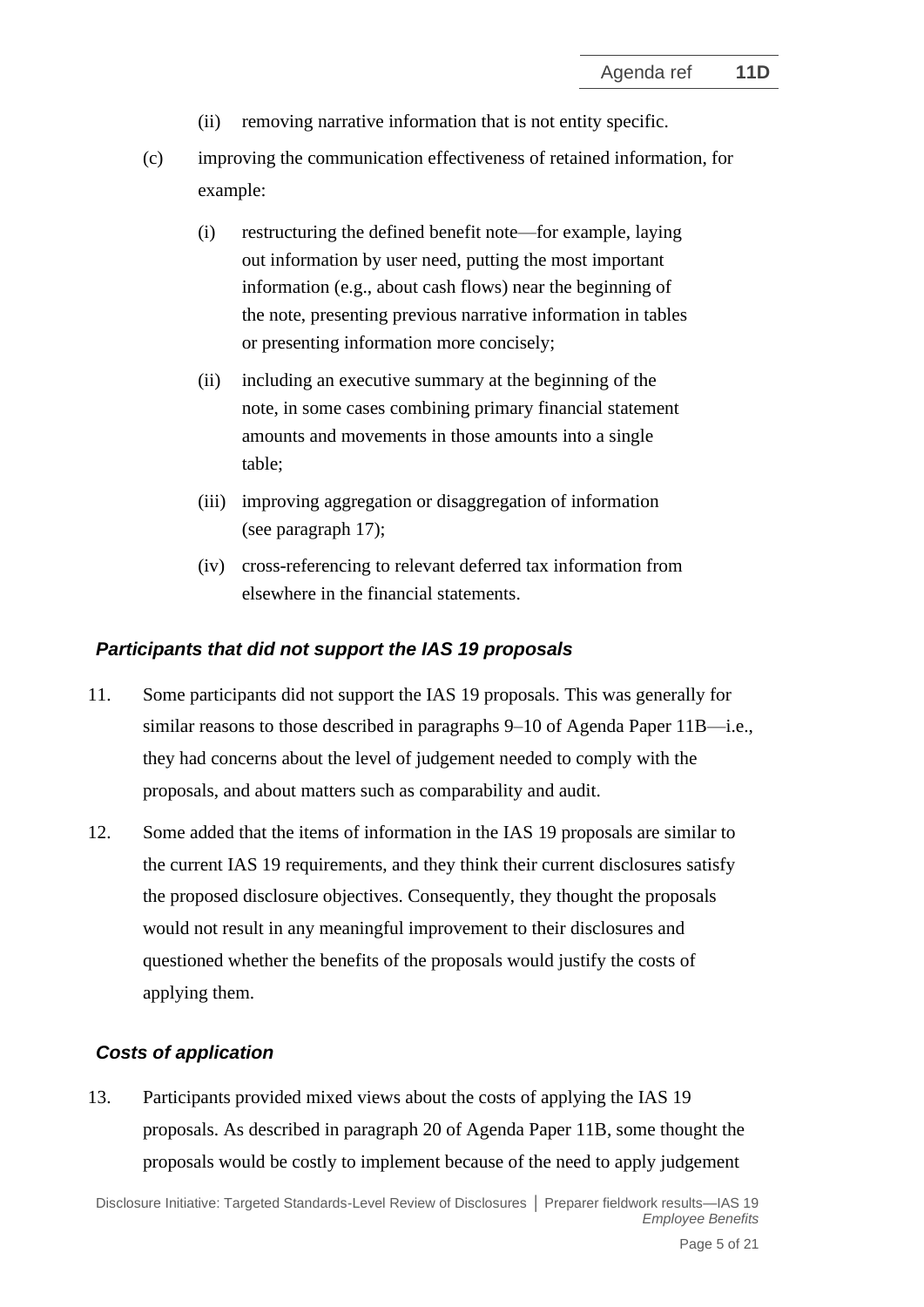(ii) removing narrative information that is not entity specific.

(c) improving the communication effectiveness of retained information, for example:

(i) restructuring the defined benefit note—for example, laying out information by user need, putting the most important information (e.g., about cash flows) near the beginning of the note, presenting previous narrative information in tables or presenting information more concisely;

(ii) including an executive summary at the beginning of the note, in some cases combining primary financial statement amounts and movements in those amounts into a single table;

(iii) improving aggregation or disaggregation of information (see paragraph 17);

(iv) cross-referencing to relevant deferred tax information from elsewhere in the financial statements.

### *Participants that did not support the IAS 19 proposals*

11. Some participants did not support the IAS 19 proposals. This was generally for similar reasons to those described in paragraphs 9–10 of Agenda Paper 11B—i.e., they had concerns about the level of judgement needed to comply with the proposals, and about matters such as comparability and audit.

12. Some added that the items of information in the IAS 19 proposals are similar to the current IAS 19 requirements, and they think their current disclosures satisfy the proposed disclosure objectives. Consequently, they thought the proposals would not result in any meaningful improvement to their disclosures and questioned whether the benefits of the proposals would justify the costs of applying them.

### *Costs of application*

13. Participants provided mixed views about the costs of applying the IAS 19 proposals. As described in paragraph 20 of Agenda Paper 11B, some thought the proposals would be costly to implement because of the need to apply judgement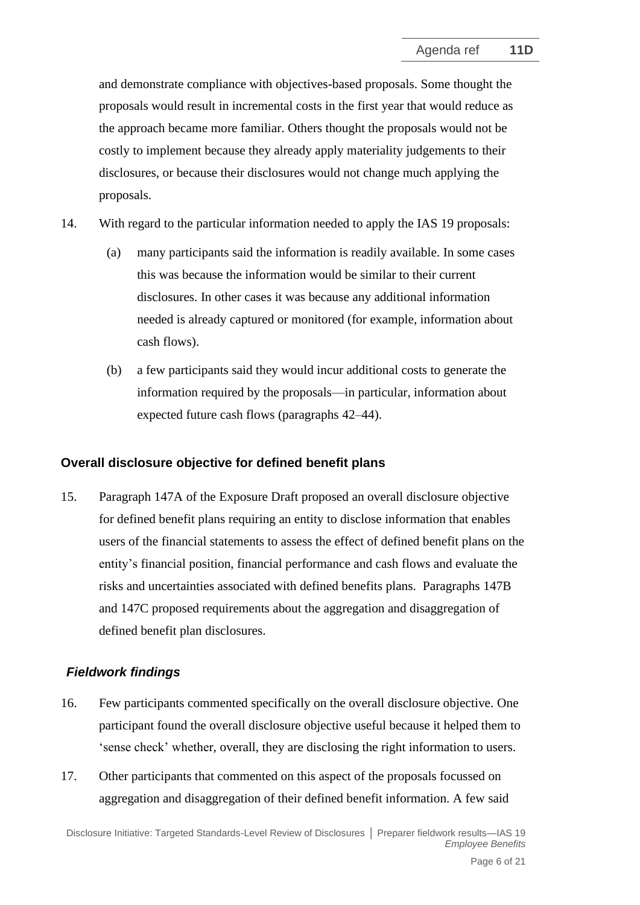and demonstrate compliance with objectives-based proposals. Some thought the proposals would result in incremental costs in the first year that would reduce as the approach became more familiar. Others thought the proposals would not be costly to implement because they already apply materiality judgements to their disclosures, or because their disclosures would not change much applying the proposals.

14. With regard to the particular information needed to apply the IAS 19 proposals:

    (a) many participants said the information is readily available. In some cases this was because the information would be similar to their current disclosures. In other cases it was because any additional information needed is already captured or monitored (for example, information about cash flows).

    (b) a few participants said they would incur additional costs to generate the information required by the proposals—in particular, information about expected future cash flows (paragraphs 42–44).

## Overall disclosure objective for defined benefit plans

15. Paragraph 147A of the Exposure Draft proposed an overall disclosure objective for defined benefit plans requiring an entity to disclose information that enables users of the financial statements to assess the effect of defined benefit plans on the entity's financial position, financial performance and cash flows and evaluate the risks and uncertainties associated with defined benefits plans. Paragraphs 147B and 147C proposed requirements about the aggregation and disaggregation of defined benefit plan disclosures.

### *Fieldwork findings*

16. Few participants commented specifically on the overall disclosure objective. One participant found the overall disclosure objective useful because it helped them to 'sense check' whether, overall, they are disclosing the right information to users.

17. Other participants that commented on this aspect of the proposals focussed on aggregation and disaggregation of their defined benefit information. A few said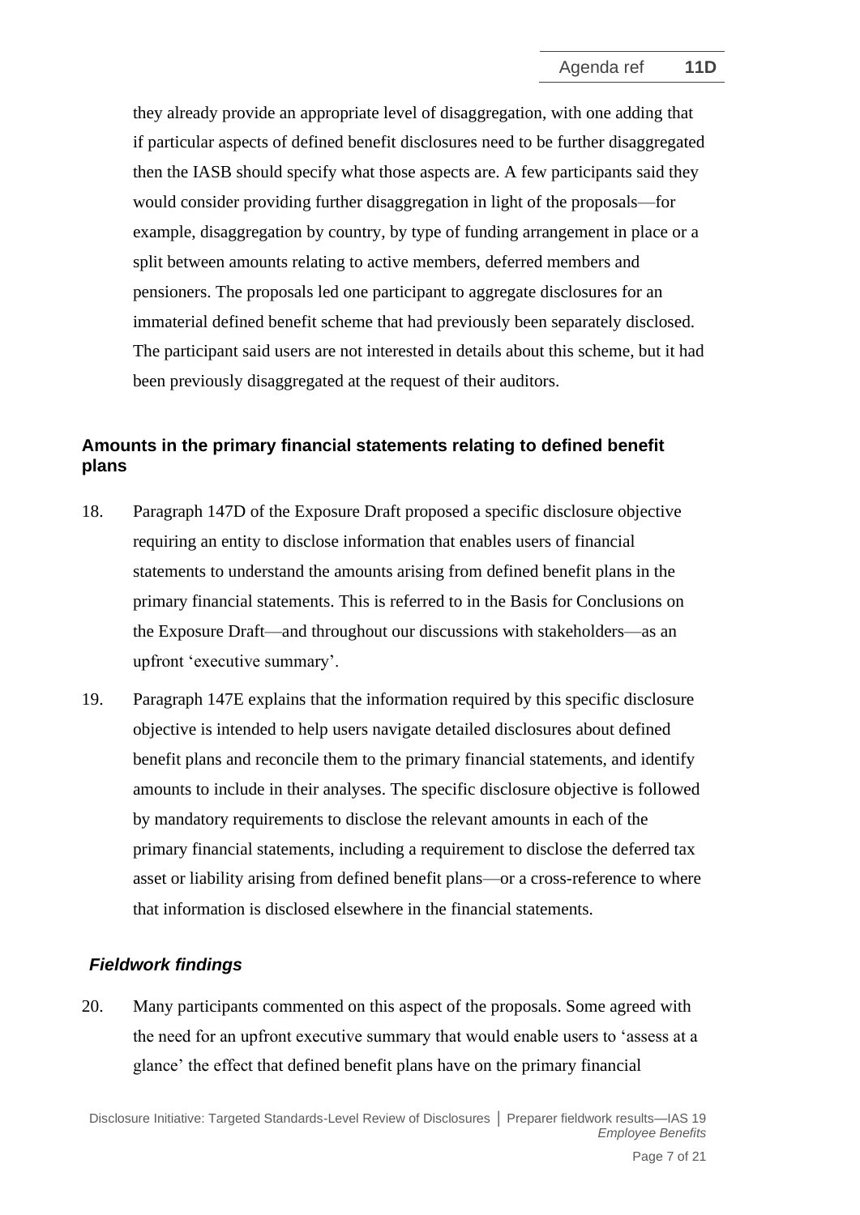they already provide an appropriate level of disaggregation, with one adding that if particular aspects of defined benefit disclosures need to be further disaggregated then the IASB should specify what those aspects are. A few participants said they would consider providing further disaggregation in light of the proposals—for example, disaggregation by country, by type of funding arrangement in place or a split between amounts relating to active members, deferred members and pensioners. The proposals led one participant to aggregate disclosures for an immaterial defined benefit scheme that had previously been separately disclosed. The participant said users are not interested in details about this scheme, but it had been previously disaggregated at the request of their auditors.

## Amounts in the primary financial statements relating to defined benefit plans

18. Paragraph 147D of the Exposure Draft proposed a specific disclosure objective requiring an entity to disclose information that enables users of financial statements to understand the amounts arising from defined benefit plans in the primary financial statements. This is referred to in the Basis for Conclusions on the Exposure Draft—and throughout our discussions with stakeholders—as an upfront 'executive summary'.

19. Paragraph 147E explains that the information required by this specific disclosure objective is intended to help users navigate detailed disclosures about defined benefit plans and reconcile them to the primary financial statements, and identify amounts to include in their analyses. The specific disclosure objective is followed by mandatory requirements to disclose the relevant amounts in each of the primary financial statements, including a requirement to disclose the deferred tax asset or liability arising from defined benefit plans—or a cross-reference to where that information is disclosed elsewhere in the financial statements.

### *Fieldwork findings*

20. Many participants commented on this aspect of the proposals. Some agreed with the need for an upfront executive summary that would enable users to 'assess at a glance' the effect that defined benefit plans have on the primary financial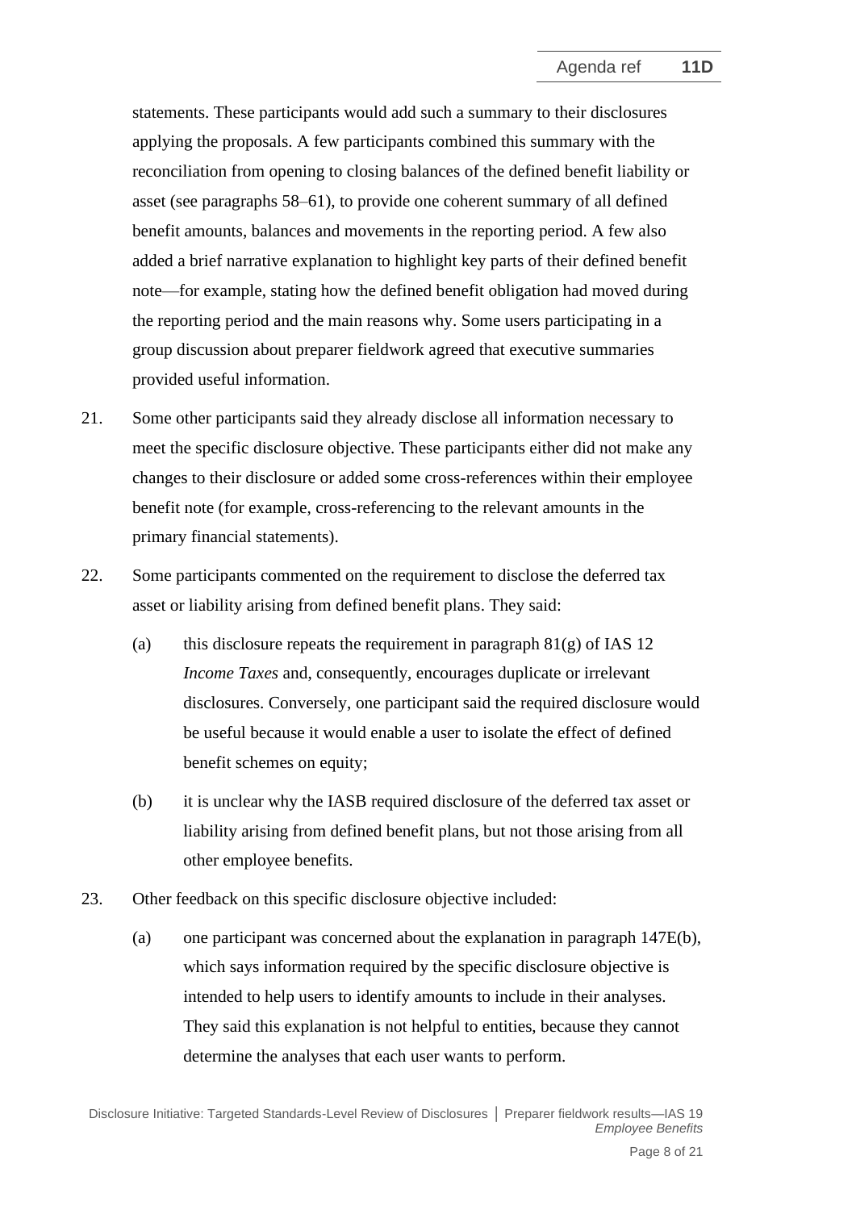statements. These participants would add such a summary to their disclosures applying the proposals. A few participants combined this summary with the reconciliation from opening to closing balances of the defined benefit liability or asset (see paragraphs 58–61), to provide one coherent summary of all defined benefit amounts, balances and movements in the reporting period. A few also added a brief narrative explanation to highlight key parts of their defined benefit note—for example, stating how the defined benefit obligation had moved during the reporting period and the main reasons why. Some users participating in a group discussion about preparer fieldwork agreed that executive summaries provided useful information.

21. Some other participants said they already disclose all information necessary to meet the specific disclosure objective. These participants either did not make any changes to their disclosure or added some cross-references within their employee benefit note (for example, cross-referencing to the relevant amounts in the primary financial statements).

22. Some participants commented on the requirement to disclose the deferred tax asset or liability arising from defined benefit plans. They said:

    (a) this disclosure repeats the requirement in paragraph 81(g) of IAS 12 *Income Taxes* and, consequently, encourages duplicate or irrelevant disclosures. Conversely, one participant said the required disclosure would be useful because it would enable a user to isolate the effect of defined benefit schemes on equity;

    (b) it is unclear why the IASB required disclosure of the deferred tax asset or liability arising from defined benefit plans, but not those arising from all other employee benefits.

23. Other feedback on this specific disclosure objective included:

    (a) one participant was concerned about the explanation in paragraph 147E(b), which says information required by the specific disclosure objective is intended to help users to identify amounts to include in their analyses. They said this explanation is not helpful to entities, because they cannot determine the analyses that each user wants to perform.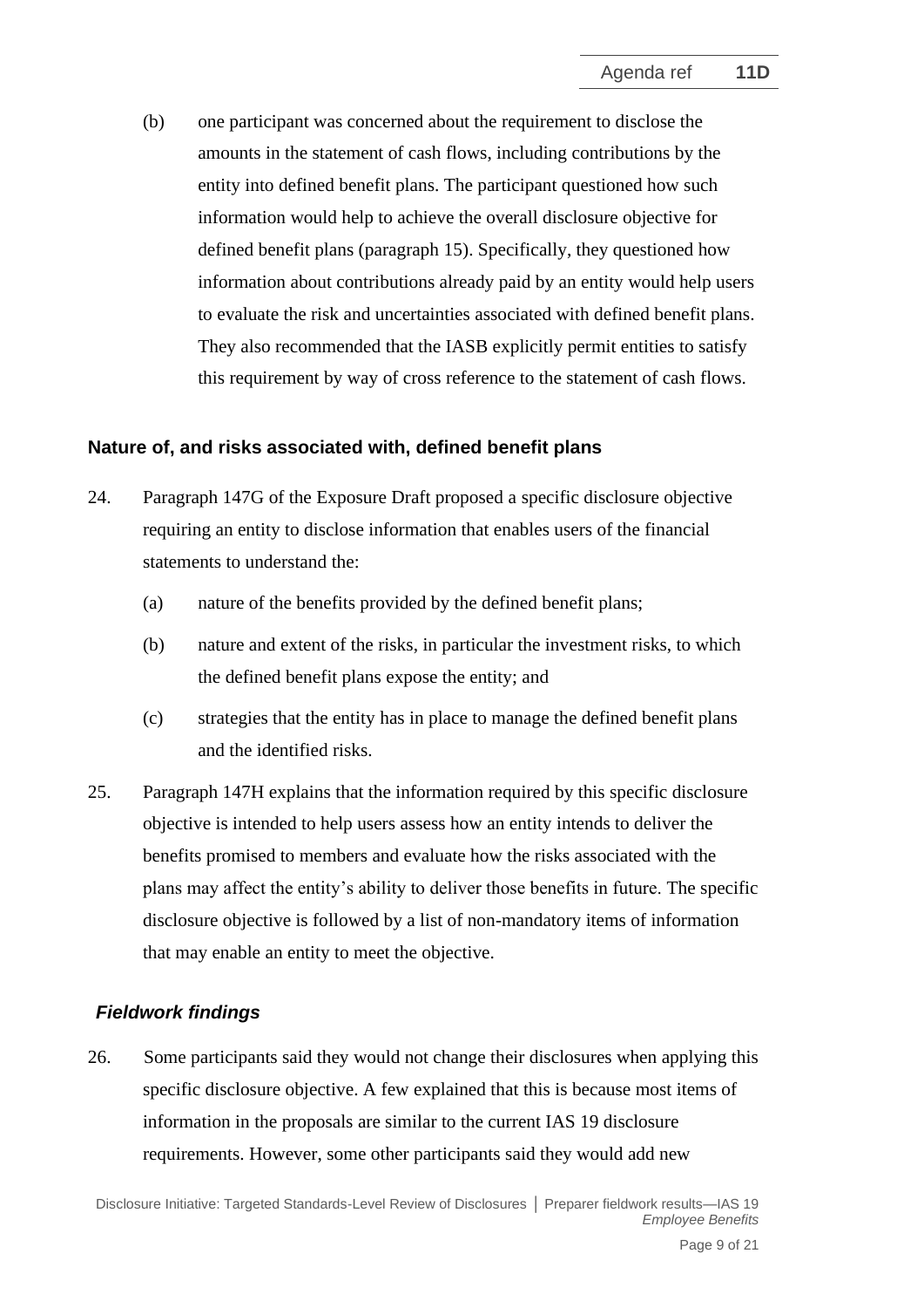(b) one participant was concerned about the requirement to disclose the amounts in the statement of cash flows, including contributions by the entity into defined benefit plans. The participant questioned how such information would help to achieve the overall disclosure objective for defined benefit plans (paragraph 15). Specifically, they questioned how information about contributions already paid by an entity would help users to evaluate the risk and uncertainties associated with defined benefit plans. They also recommended that the IASB explicitly permit entities to satisfy this requirement by way of cross reference to the statement of cash flows.

### Nature of, and risks associated with, defined benefit plans

24. Paragraph 147G of the Exposure Draft proposed a specific disclosure objective requiring an entity to disclose information that enables users of the financial statements to understand the:

    (a) nature of the benefits provided by the defined benefit plans;

    (b) nature and extent of the risks, in particular the investment risks, to which the defined benefit plans expose the entity; and

    (c) strategies that the entity has in place to manage the defined benefit plans and the identified risks.

25. Paragraph 147H explains that the information required by this specific disclosure objective is intended to help users assess how an entity intends to deliver the benefits promised to members and evaluate how the risks associated with the plans may affect the entity's ability to deliver those benefits in future. The specific disclosure objective is followed by a list of non-mandatory items of information that may enable an entity to meet the objective.

#### *Fieldwork findings*

26. Some participants said they would not change their disclosures when applying this specific disclosure objective. A few explained that this is because most items of information in the proposals are similar to the current IAS 19 disclosure requirements. However, some other participants said they would add new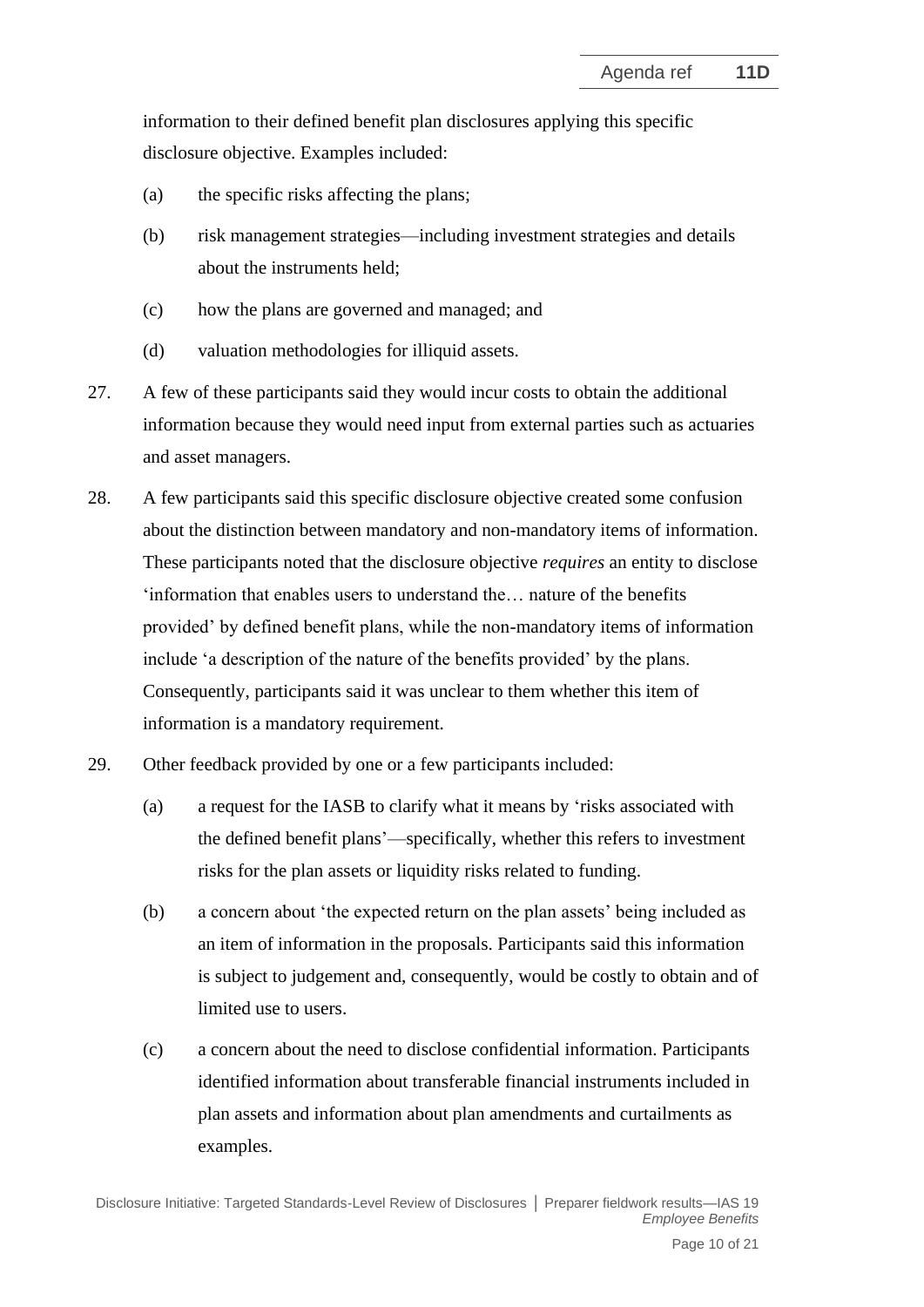information to their defined benefit plan disclosures applying this specific disclosure objective. Examples included:

(a) the specific risks affecting the plans;

(b) risk management strategies—including investment strategies and details about the instruments held;

(c) how the plans are governed and managed; and

(d) valuation methodologies for illiquid assets.

27. A few of these participants said they would incur costs to obtain the additional information because they would need input from external parties such as actuaries and asset managers.

28. A few participants said this specific disclosure objective created some confusion about the distinction between mandatory and non-mandatory items of information. These participants noted that the disclosure objective *requires* an entity to disclose 'information that enables users to understand the… nature of the benefits provided' by defined benefit plans, while the non-mandatory items of information include 'a description of the nature of the benefits provided' by the plans. Consequently, participants said it was unclear to them whether this item of information is a mandatory requirement.

29. Other feedback provided by one or a few participants included:

(a) a request for the IASB to clarify what it means by 'risks associated with the defined benefit plans'—specifically, whether this refers to investment risks for the plan assets or liquidity risks related to funding.

(b) a concern about 'the expected return on the plan assets' being included as an item of information in the proposals. Participants said this information is subject to judgement and, consequently, would be costly to obtain and of limited use to users.

(c) a concern about the need to disclose confidential information. Participants identified information about transferable financial instruments included in plan assets and information about plan amendments and curtailments as examples.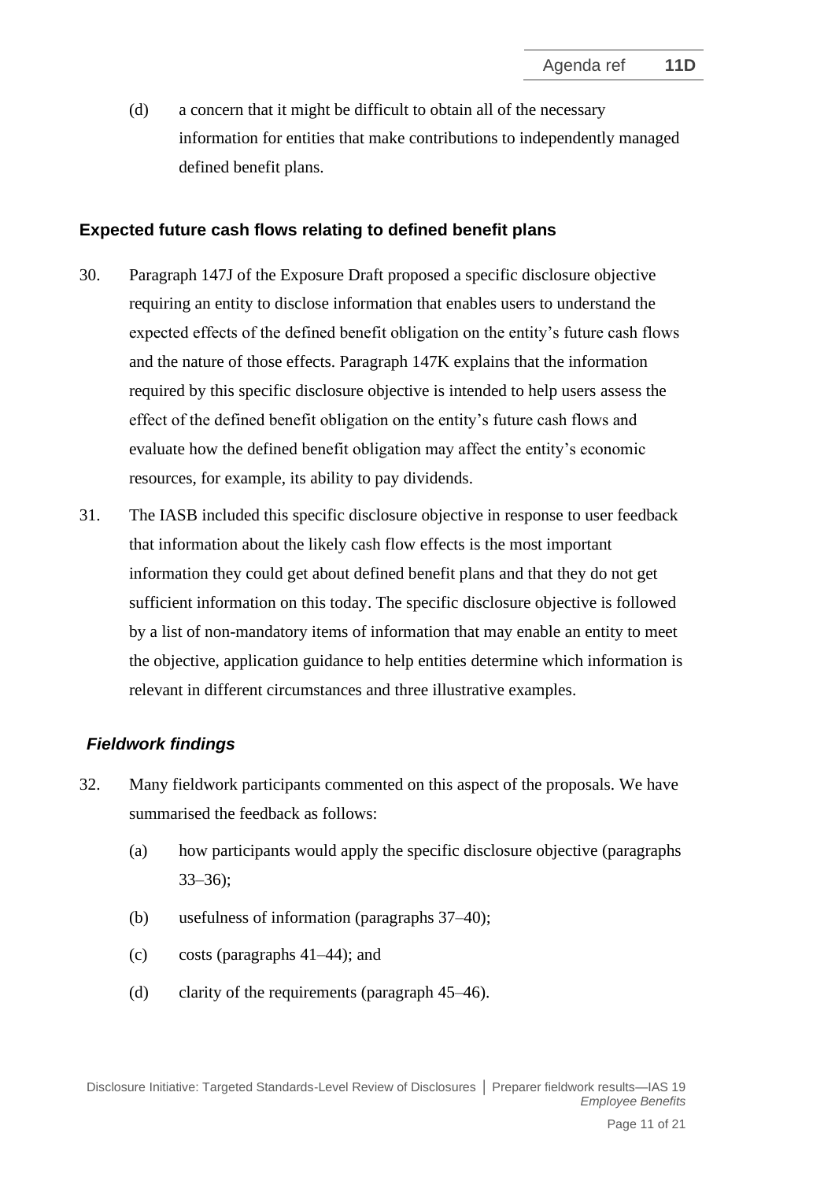(d) a concern that it might be difficult to obtain all of the necessary information for entities that make contributions to independently managed defined benefit plans.

### Expected future cash flows relating to defined benefit plans

30. Paragraph 147J of the Exposure Draft proposed a specific disclosure objective requiring an entity to disclose information that enables users to understand the expected effects of the defined benefit obligation on the entity's future cash flows and the nature of those effects. Paragraph 147K explains that the information required by this specific disclosure objective is intended to help users assess the effect of the defined benefit obligation on the entity's future cash flows and evaluate how the defined benefit obligation may affect the entity's economic resources, for example, its ability to pay dividends.

31. The IASB included this specific disclosure objective in response to user feedback that information about the likely cash flow effects is the most important information they could get about defined benefit plans and that they do not get sufficient information on this today. The specific disclosure objective is followed by a list of non-mandatory items of information that may enable an entity to meet the objective, application guidance to help entities determine which information is relevant in different circumstances and three illustrative examples.

#### *Fieldwork findings*

32. Many fieldwork participants commented on this aspect of the proposals. We have summarised the feedback as follows:

    (a) how participants would apply the specific disclosure objective (paragraphs 33–36);

    (b) usefulness of information (paragraphs 37–40);

    (c) costs (paragraphs 41–44); and

    (d) clarity of the requirements (paragraph 45–46).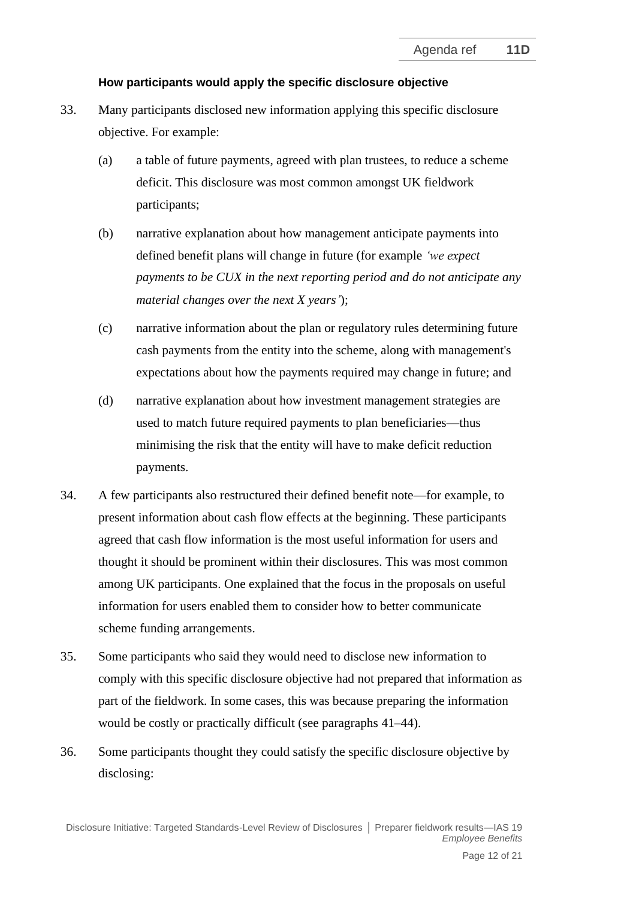**How participants would apply the specific disclosure objective**

33. Many participants disclosed new information applying this specific disclosure objective. For example:

    (a) a table of future payments, agreed with plan trustees, to reduce a scheme deficit. This disclosure was most common amongst UK fieldwork participants;

    (b) narrative explanation about how management anticipate payments into defined benefit plans will change in future (for example *'we expect payments to be CUX in the next reporting period and do not anticipate any material changes over the next X years'*);

    (c) narrative information about the plan or regulatory rules determining future cash payments from the entity into the scheme, along with management's expectations about how the payments required may change in future; and

    (d) narrative explanation about how investment management strategies are used to match future required payments to plan beneficiaries—thus minimising the risk that the entity will have to make deficit reduction payments.

34. A few participants also restructured their defined benefit note—for example, to present information about cash flow effects at the beginning. These participants agreed that cash flow information is the most useful information for users and thought it should be prominent within their disclosures. This was most common among UK participants. One explained that the focus in the proposals on useful information for users enabled them to consider how to better communicate scheme funding arrangements.

35. Some participants who said they would need to disclose new information to comply with this specific disclosure objective had not prepared that information as part of the fieldwork. In some cases, this was because preparing the information would be costly or practically difficult (see paragraphs 41–44).

36. Some participants thought they could satisfy the specific disclosure objective by disclosing: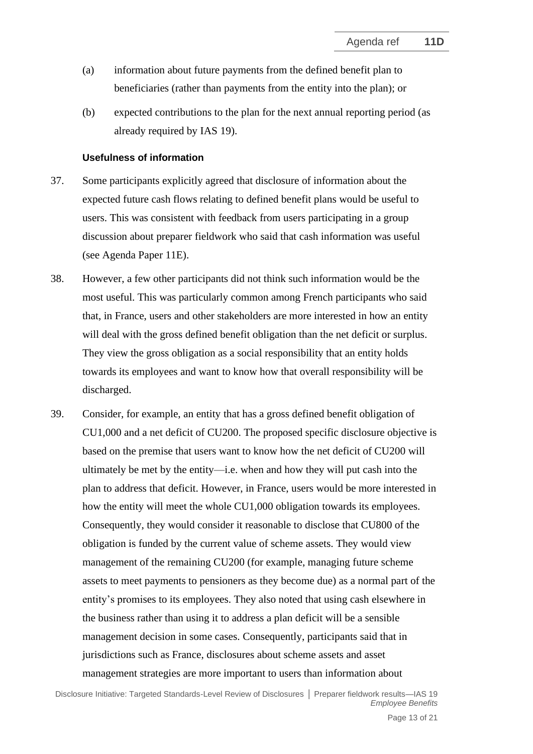(a) information about future payments from the defined benefit plan to beneficiaries (rather than payments from the entity into the plan); or

(b) expected contributions to the plan for the next annual reporting period (as already required by IAS 19).

#### Usefulness of information

37. Some participants explicitly agreed that disclosure of information about the expected future cash flows relating to defined benefit plans would be useful to users. This was consistent with feedback from users participating in a group discussion about preparer fieldwork who said that cash information was useful (see Agenda Paper 11E).

38. However, a few other participants did not think such information would be the most useful. This was particularly common among French participants who said that, in France, users and other stakeholders are more interested in how an entity will deal with the gross defined benefit obligation than the net deficit or surplus. They view the gross obligation as a social responsibility that an entity holds towards its employees and want to know how that overall responsibility will be discharged.

39. Consider, for example, an entity that has a gross defined benefit obligation of CU1,000 and a net deficit of CU200. The proposed specific disclosure objective is based on the premise that users want to know how the net deficit of CU200 will ultimately be met by the entity—i.e. when and how they will put cash into the plan to address that deficit. However, in France, users would be more interested in how the entity will meet the whole CU1,000 obligation towards its employees. Consequently, they would consider it reasonable to disclose that CU800 of the obligation is funded by the current value of scheme assets. They would view management of the remaining CU200 (for example, managing future scheme assets to meet payments to pensioners as they become due) as a normal part of the entity's promises to its employees. They also noted that using cash elsewhere in the business rather than using it to address a plan deficit will be a sensible management decision in some cases. Consequently, participants said that in jurisdictions such as France, disclosures about scheme assets and asset management strategies are more important to users than information about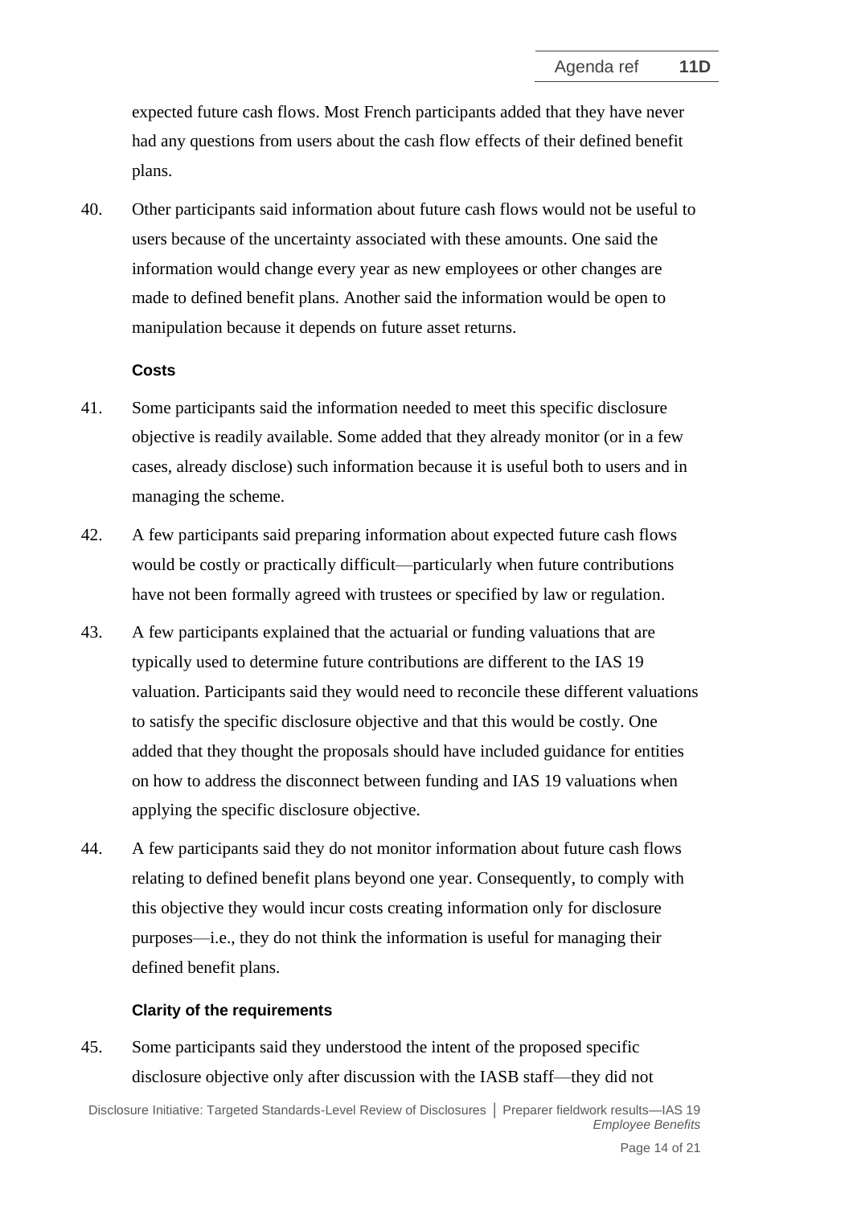expected future cash flows. Most French participants added that they have never had any questions from users about the cash flow effects of their defined benefit plans.

40. Other participants said information about future cash flows would not be useful to users because of the uncertainty associated with these amounts. One said the information would change every year as new employees or other changes are made to defined benefit plans. Another said the information would be open to manipulation because it depends on future asset returns.

#### Costs

41. Some participants said the information needed to meet this specific disclosure objective is readily available. Some added that they already monitor (or in a few cases, already disclose) such information because it is useful both to users and in managing the scheme.

42. A few participants said preparing information about expected future cash flows would be costly or practically difficult—particularly when future contributions have not been formally agreed with trustees or specified by law or regulation.

43. A few participants explained that the actuarial or funding valuations that are typically used to determine future contributions are different to the IAS 19 valuation. Participants said they would need to reconcile these different valuations to satisfy the specific disclosure objective and that this would be costly. One added that they thought the proposals should have included guidance for entities on how to address the disconnect between funding and IAS 19 valuations when applying the specific disclosure objective.

44. A few participants said they do not monitor information about future cash flows relating to defined benefit plans beyond one year. Consequently, to comply with this objective they would incur costs creating information only for disclosure purposes—i.e., they do not think the information is useful for managing their defined benefit plans.

#### Clarity of the requirements

45. Some participants said they understood the intent of the proposed specific disclosure objective only after discussion with the IASB staff—they did not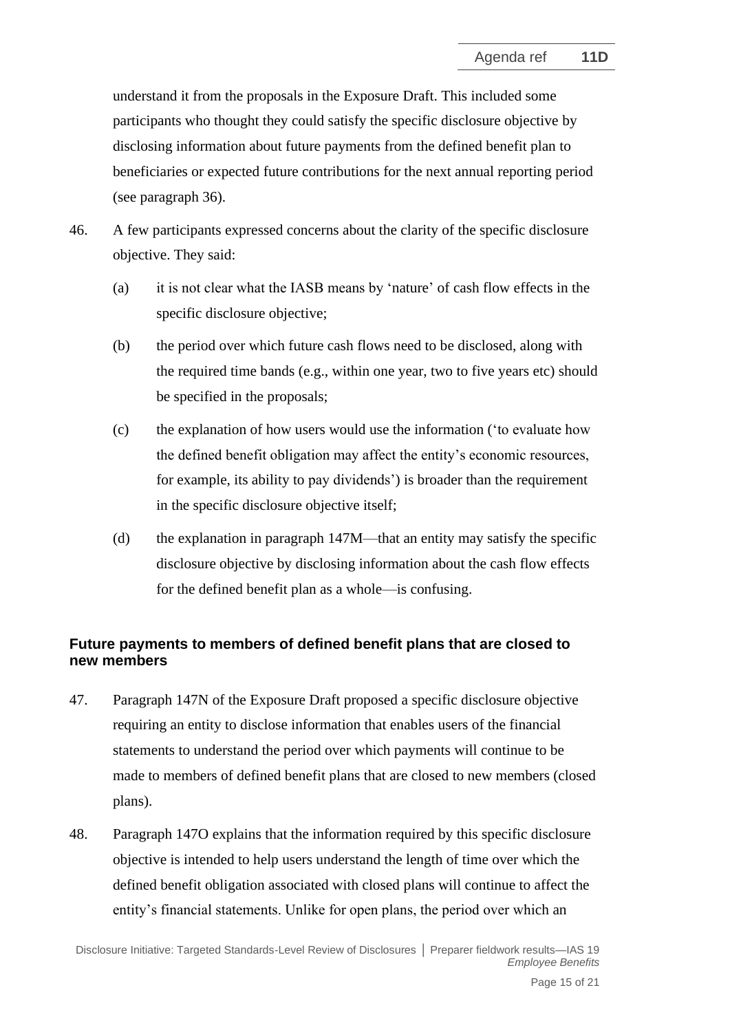understand it from the proposals in the Exposure Draft. This included some participants who thought they could satisfy the specific disclosure objective by disclosing information about future payments from the defined benefit plan to beneficiaries or expected future contributions for the next annual reporting period (see paragraph 36).

46. A few participants expressed concerns about the clarity of the specific disclosure objective. They said:

    (a) it is not clear what the IASB means by 'nature' of cash flow effects in the specific disclosure objective;

    (b) the period over which future cash flows need to be disclosed, along with the required time bands (e.g., within one year, two to five years etc) should be specified in the proposals;

    (c) the explanation of how users would use the information ('to evaluate how the defined benefit obligation may affect the entity's economic resources, for example, its ability to pay dividends') is broader than the requirement in the specific disclosure objective itself;

    (d) the explanation in paragraph 147M—that an entity may satisfy the specific disclosure objective by disclosing information about the cash flow effects for the defined benefit plan as a whole—is confusing.

### Future payments to members of defined benefit plans that are closed to new members

47. Paragraph 147N of the Exposure Draft proposed a specific disclosure objective requiring an entity to disclose information that enables users of the financial statements to understand the period over which payments will continue to be made to members of defined benefit plans that are closed to new members (closed plans).

48. Paragraph 147O explains that the information required by this specific disclosure objective is intended to help users understand the length of time over which the defined benefit obligation associated with closed plans will continue to affect the entity's financial statements. Unlike for open plans, the period over which an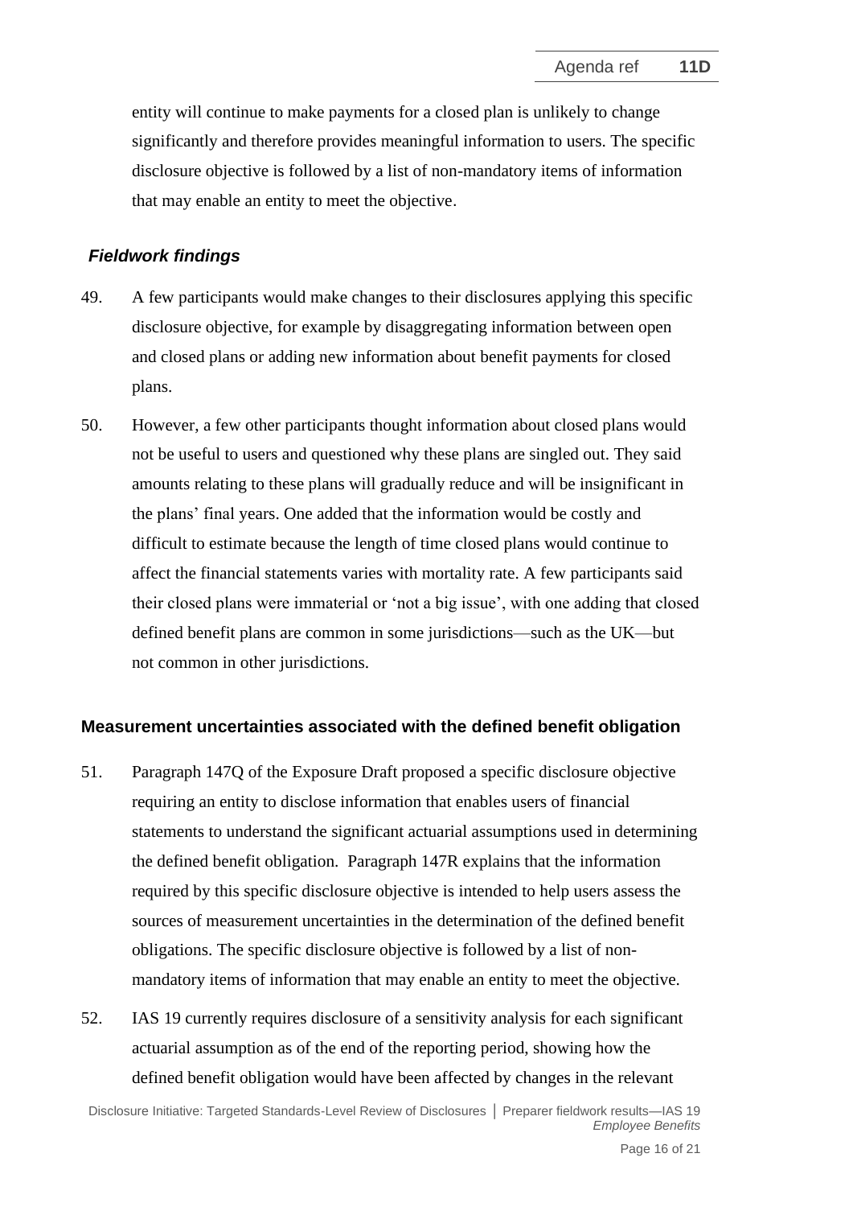entity will continue to make payments for a closed plan is unlikely to change significantly and therefore provides meaningful information to users. The specific disclosure objective is followed by a list of non-mandatory items of information that may enable an entity to meet the objective.

### *Fieldwork findings*

49. A few participants would make changes to their disclosures applying this specific disclosure objective, for example by disaggregating information between open and closed plans or adding new information about benefit payments for closed plans.

50. However, a few other participants thought information about closed plans would not be useful to users and questioned why these plans are singled out. They said amounts relating to these plans will gradually reduce and will be insignificant in the plans' final years. One added that the information would be costly and difficult to estimate because the length of time closed plans would continue to affect the financial statements varies with mortality rate. A few participants said their closed plans were immaterial or 'not a big issue', with one adding that closed defined benefit plans are common in some jurisdictions—such as the UK—but not common in other jurisdictions.

## Measurement uncertainties associated with the defined benefit obligation

51. Paragraph 147Q of the Exposure Draft proposed a specific disclosure objective requiring an entity to disclose information that enables users of financial statements to understand the significant actuarial assumptions used in determining the defined benefit obligation. Paragraph 147R explains that the information required by this specific disclosure objective is intended to help users assess the sources of measurement uncertainties in the determination of the defined benefit obligations. The specific disclosure objective is followed by a list of non-mandatory items of information that may enable an entity to meet the objective.

52. IAS 19 currently requires disclosure of a sensitivity analysis for each significant actuarial assumption as of the end of the reporting period, showing how the defined benefit obligation would have been affected by changes in the relevant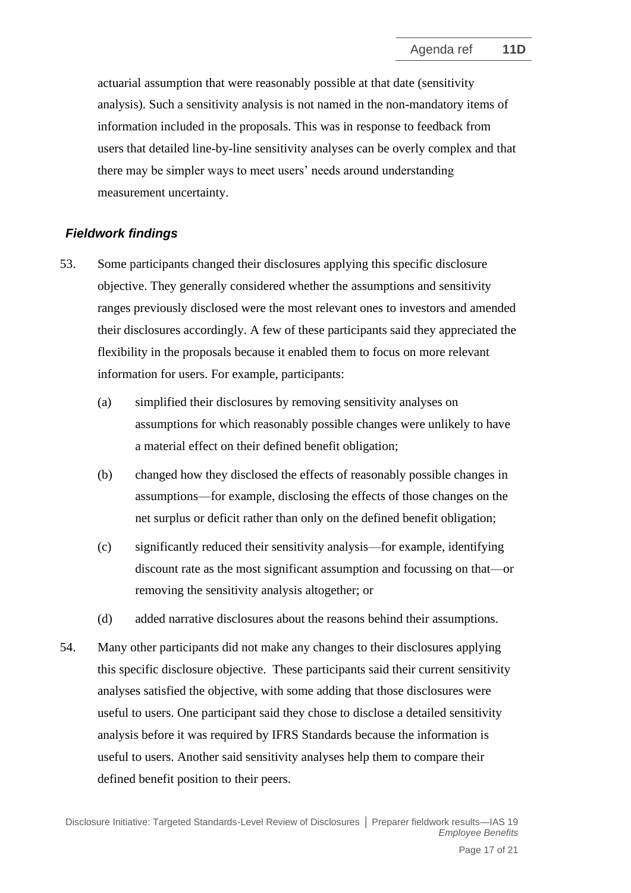actuarial assumption that were reasonably possible at that date (sensitivity analysis). Such a sensitivity analysis is not named in the non-mandatory items of information included in the proposals. This was in response to feedback from users that detailed line-by-line sensitivity analyses can be overly complex and that there may be simpler ways to meet users' needs around understanding measurement uncertainty.

### *Fieldwork findings*

53. Some participants changed their disclosures applying this specific disclosure objective. They generally considered whether the assumptions and sensitivity ranges previously disclosed were the most relevant ones to investors and amended their disclosures accordingly. A few of these participants said they appreciated the flexibility in the proposals because it enabled them to focus on more relevant information for users. For example, participants:

    (a) simplified their disclosures by removing sensitivity analyses on assumptions for which reasonably possible changes were unlikely to have a material effect on their defined benefit obligation;

    (b) changed how they disclosed the effects of reasonably possible changes in assumptions—for example, disclosing the effects of those changes on the net surplus or deficit rather than only on the defined benefit obligation;

    (c) significantly reduced their sensitivity analysis—for example, identifying discount rate as the most significant assumption and focussing on that—or removing the sensitivity analysis altogether; or

    (d) added narrative disclosures about the reasons behind their assumptions.

54. Many other participants did not make any changes to their disclosures applying this specific disclosure objective. These participants said their current sensitivity analyses satisfied the objective, with some adding that those disclosures were useful to users. One participant said they chose to disclose a detailed sensitivity analysis before it was required by IFRS Standards because the information is useful to users. Another said sensitivity analyses help them to compare their defined benefit position to their peers.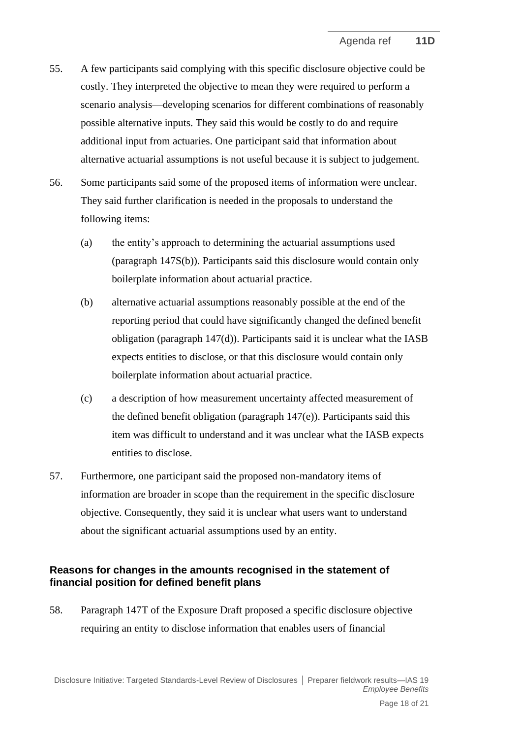55. A few participants said complying with this specific disclosure objective could be costly. They interpreted the objective to mean they were required to perform a scenario analysis—developing scenarios for different combinations of reasonably possible alternative inputs. They said this would be costly to do and require additional input from actuaries. One participant said that information about alternative actuarial assumptions is not useful because it is subject to judgement.

56. Some participants said some of the proposed items of information were unclear. They said further clarification is needed in the proposals to understand the following items:

    (a) the entity's approach to determining the actuarial assumptions used (paragraph 147S(b)). Participants said this disclosure would contain only boilerplate information about actuarial practice.

    (b) alternative actuarial assumptions reasonably possible at the end of the reporting period that could have significantly changed the defined benefit obligation (paragraph 147(d)). Participants said it is unclear what the IASB expects entities to disclose, or that this disclosure would contain only boilerplate information about actuarial practice.

    (c) a description of how measurement uncertainty affected measurement of the defined benefit obligation (paragraph 147(e)). Participants said this item was difficult to understand and it was unclear what the IASB expects entities to disclose.

57. Furthermore, one participant said the proposed non-mandatory items of information are broader in scope than the requirement in the specific disclosure objective. Consequently, they said it is unclear what users want to understand about the significant actuarial assumptions used by an entity.

### Reasons for changes in the amounts recognised in the statement of financial position for defined benefit plans

58. Paragraph 147T of the Exposure Draft proposed a specific disclosure objective requiring an entity to disclose information that enables users of financial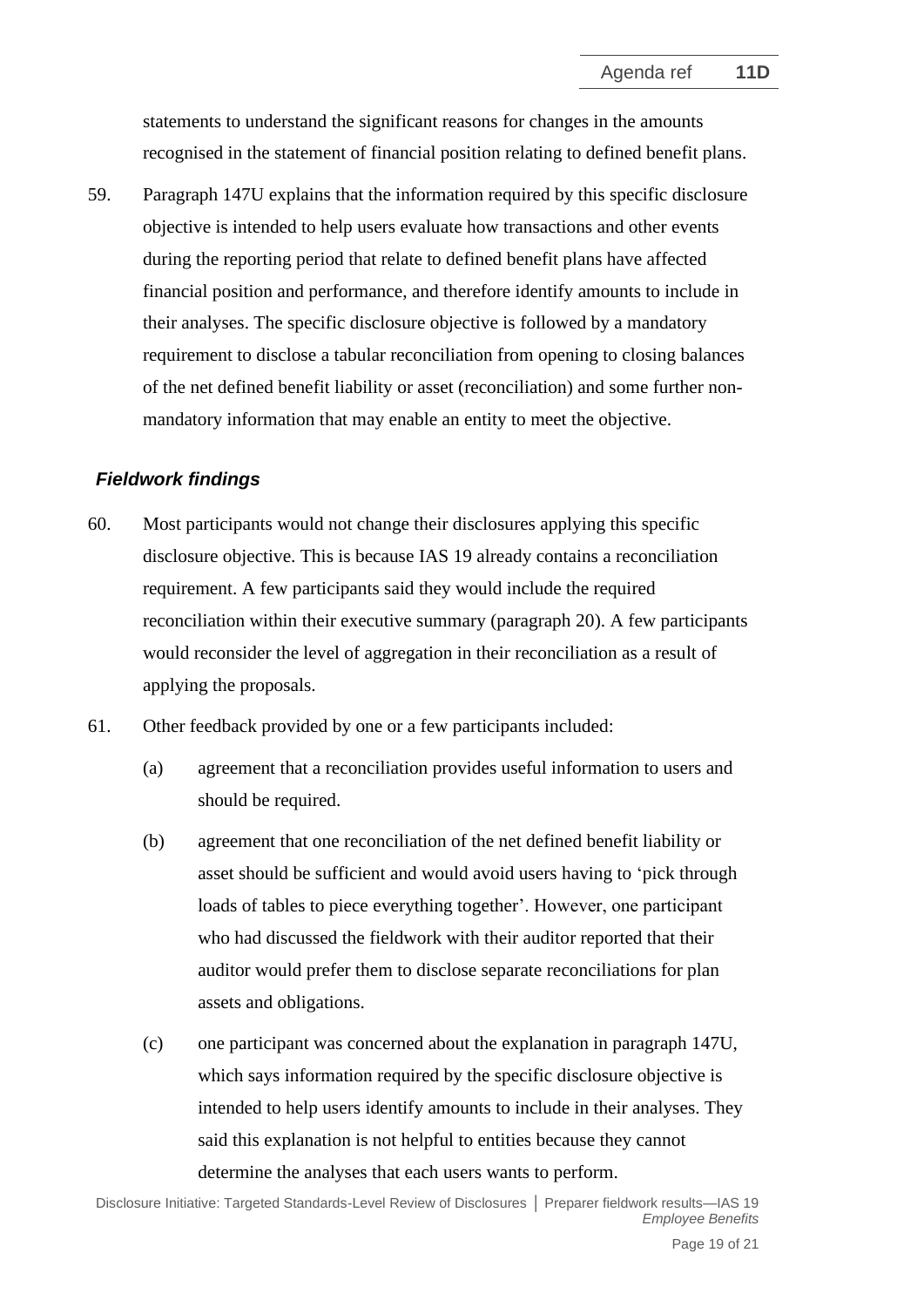statements to understand the significant reasons for changes in the amounts recognised in the statement of financial position relating to defined benefit plans.

59. Paragraph 147U explains that the information required by this specific disclosure objective is intended to help users evaluate how transactions and other events during the reporting period that relate to defined benefit plans have affected financial position and performance, and therefore identify amounts to include in their analyses. The specific disclosure objective is followed by a mandatory requirement to disclose a tabular reconciliation from opening to closing balances of the net defined benefit liability or asset (reconciliation) and some further non-mandatory information that may enable an entity to meet the objective.

### *Fieldwork findings*

60. Most participants would not change their disclosures applying this specific disclosure objective. This is because IAS 19 already contains a reconciliation requirement. A few participants said they would include the required reconciliation within their executive summary (paragraph 20). A few participants would reconsider the level of aggregation in their reconciliation as a result of applying the proposals.

61. Other feedback provided by one or a few participants included:

    (a) agreement that a reconciliation provides useful information to users and should be required.

    (b) agreement that one reconciliation of the net defined benefit liability or asset should be sufficient and would avoid users having to 'pick through loads of tables to piece everything together'. However, one participant who had discussed the fieldwork with their auditor reported that their auditor would prefer them to disclose separate reconciliations for plan assets and obligations.

    (c) one participant was concerned about the explanation in paragraph 147U, which says information required by the specific disclosure objective is intended to help users identify amounts to include in their analyses. They said this explanation is not helpful to entities because they cannot determine the analyses that each users wants to perform.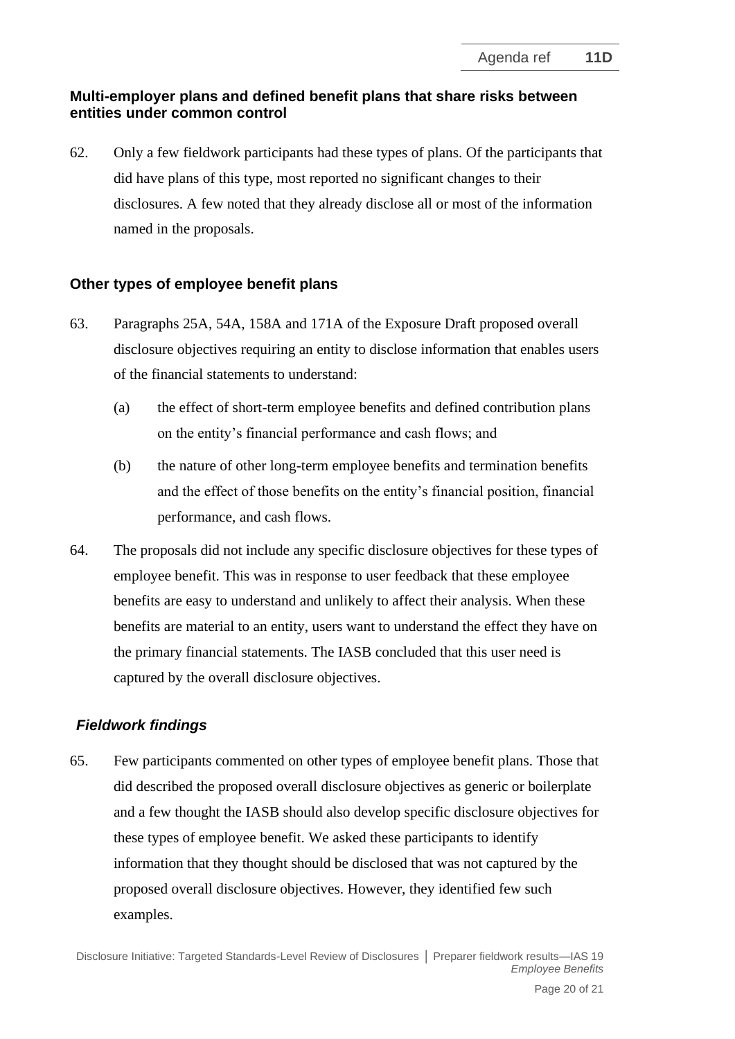### Multi-employer plans and defined benefit plans that share risks between entities under common control

62. Only a few fieldwork participants had these types of plans. Of the participants that did have plans of this type, most reported no significant changes to their disclosures. A few noted that they already disclose all or most of the information named in the proposals.

### Other types of employee benefit plans

63. Paragraphs 25A, 54A, 158A and 171A of the Exposure Draft proposed overall disclosure objectives requiring an entity to disclose information that enables users of the financial statements to understand:

    (a) the effect of short-term employee benefits and defined contribution plans on the entity's financial performance and cash flows; and

    (b) the nature of other long-term employee benefits and termination benefits and the effect of those benefits on the entity's financial position, financial performance, and cash flows.

64. The proposals did not include any specific disclosure objectives for these types of employee benefit. This was in response to user feedback that these employee benefits are easy to understand and unlikely to affect their analysis. When these benefits are material to an entity, users want to understand the effect they have on the primary financial statements. The IASB concluded that this user need is captured by the overall disclosure objectives.

#### *Fieldwork findings*

65. Few participants commented on other types of employee benefit plans. Those that did described the proposed overall disclosure objectives as generic or boilerplate and a few thought the IASB should also develop specific disclosure objectives for these types of employee benefit. We asked these participants to identify information that they thought should be disclosed that was not captured by the proposed overall disclosure objectives. However, they identified few such examples.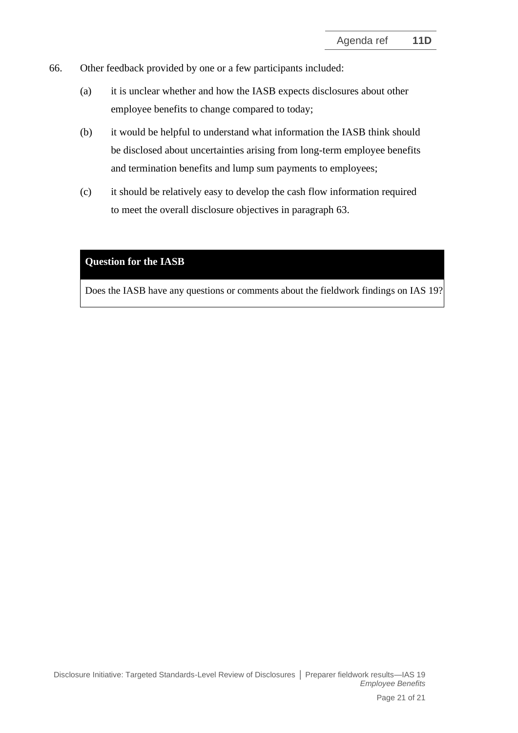66. Other feedback provided by one or a few participants included:

    (a) it is unclear whether and how the IASB expects disclosures about other employee benefits to change compared to today;

    (b) it would be helpful to understand what information the IASB think should be disclosed about uncertainties arising from long-term employee benefits and termination benefits and lump sum payments to employees;

    (c) it should be relatively easy to develop the cash flow information required to meet the overall disclosure objectives in paragraph 63.

| **Question for the IASB** |
| --- |
| Does the IASB have any questions or comments about the fieldwork findings on IAS 19? |